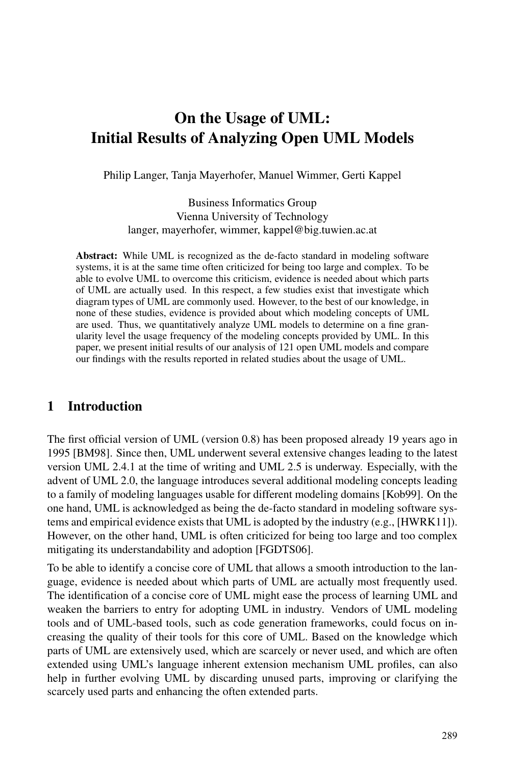# On the Usage of UML: Initial Results of Analyzing Open UML Models

Philip Langer, Tanja Mayerhofer, Manuel Wimmer, Gerti Kappel

Business Informatics Group
Vienna University of Technology
langer, mayerhofer, wimmer, kappel@big.tuwien.ac.at

**Abstract:** While UML is recognized as the de-facto standard in modeling software systems, it is at the same time often criticized for being too large and complex. To be able to evolve UML to overcome this criticism, evidence is needed about which parts of UML are actually used. In this respect, a few studies exist that investigate which diagram types of UML are commonly used. However, to the best of our knowledge, in none of these studies, evidence is provided about which modeling concepts of UML are used. Thus, we quantitatively analyze UML models to determine on a fine granularity level the usage frequency of the modeling concepts provided by UML. In this paper, we present initial results of our analysis of 121 open UML models and compare our findings with the results reported in related studies about the usage of UML.

## 1 Introduction

The first official version of UML (version 0.8) has been proposed already 19 years ago in 1995 [BM98]. Since then, UML underwent several extensive changes leading to the latest version UML 2.4.1 at the time of writing and UML 2.5 is underway. Especially, with the advent of UML 2.0, the language introduces several additional modeling concepts leading to a family of modeling languages usable for different modeling domains [Kob99]. On the one hand, UML is acknowledged as being the de-facto standard in modeling software systems and empirical evidence exists that UML is adopted by the industry (e.g., [HWRK11]). However, on the other hand, UML is often criticized for being too large and too complex mitigating its understandability and adoption [FGDTS06].

To be able to identify a concise core of UML that allows a smooth introduction to the language, evidence is needed about which parts of UML are actually most frequently used. The identification of a concise core of UML might ease the process of learning UML and weaken the barriers to entry for adopting UML in industry. Vendors of UML modeling tools and of UML-based tools, such as code generation frameworks, could focus on increasing the quality of their tools for this core of UML. Based on the knowledge which parts of UML are extensively used, which are scarcely or never used, and which are often extended using UML's language inherent extension mechanism UML profiles, can also help in further evolving UML by discarding unused parts, improving or clarifying the scarcely used parts and enhancing the often extended parts.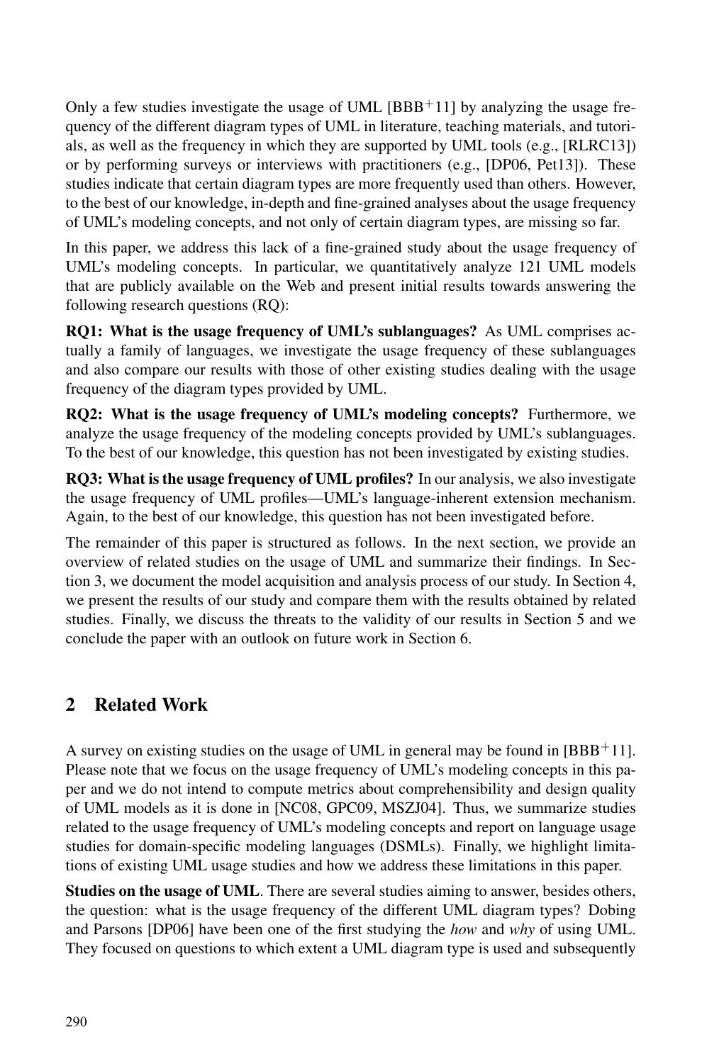Only a few studies investigate the usage of UML [BBB+11] by analyzing the usage frequency of the different diagram types of UML in literature, teaching materials, and tutorials, as well as the frequency in which they are supported by UML tools (e.g., [RLRC13]) or by performing surveys or interviews with practitioners (e.g., [DP06, Pet13]). These studies indicate that certain diagram types are more frequently used than others. However, to the best of our knowledge, in-depth and fine-grained analyses about the usage frequency of UML's modeling concepts, and not only of certain diagram types, are missing so far.

In this paper, we address this lack of a fine-grained study about the usage frequency of UML's modeling concepts. In particular, we quantitatively analyze 121 UML models that are publicly available on the Web and present initial results towards answering the following research questions (RQ):

**RQ1: What is the usage frequency of UML's sublanguages?** As UML comprises actually a family of languages, we investigate the usage frequency of these sublanguages and also compare our results with those of other existing studies dealing with the usage frequency of the diagram types provided by UML.

**RQ2: What is the usage frequency of UML's modeling concepts?** Furthermore, we analyze the usage frequency of the modeling concepts provided by UML's sublanguages. To the best of our knowledge, this question has not been investigated by existing studies.

**RQ3: What is the usage frequency of UML profiles?** In our analysis, we also investigate the usage frequency of UML profiles—UML's language-inherent extension mechanism. Again, to the best of our knowledge, this question has not been investigated before.

The remainder of this paper is structured as follows. In the next section, we provide an overview of related studies on the usage of UML and summarize their findings. In Section 3, we document the model acquisition and analysis process of our study. In Section 4, we present the results of our study and compare them with the results obtained by related studies. Finally, we discuss the threats to the validity of our results in Section 5 and we conclude the paper with an outlook on future work in Section 6.

## 2 Related Work

A survey on existing studies on the usage of UML in general may be found in [BBB+11]. Please note that we focus on the usage frequency of UML's modeling concepts in this paper and we do not intend to compute metrics about comprehensibility and design quality of UML models as it is done in [NC08, GPC09, MSZJ04]. Thus, we summarize studies related to the usage frequency of UML's modeling concepts and report on language usage studies for domain-specific modeling languages (DSMLs). Finally, we highlight limitations of existing UML usage studies and how we address these limitations in this paper.

**Studies on the usage of UML**. There are several studies aiming to answer, besides others, the question: what is the usage frequency of the different UML diagram types? Dobing and Parsons [DP06] have been one of the first studying the *how* and *why* of using UML. They focused on questions to which extent a UML diagram type is used and subsequently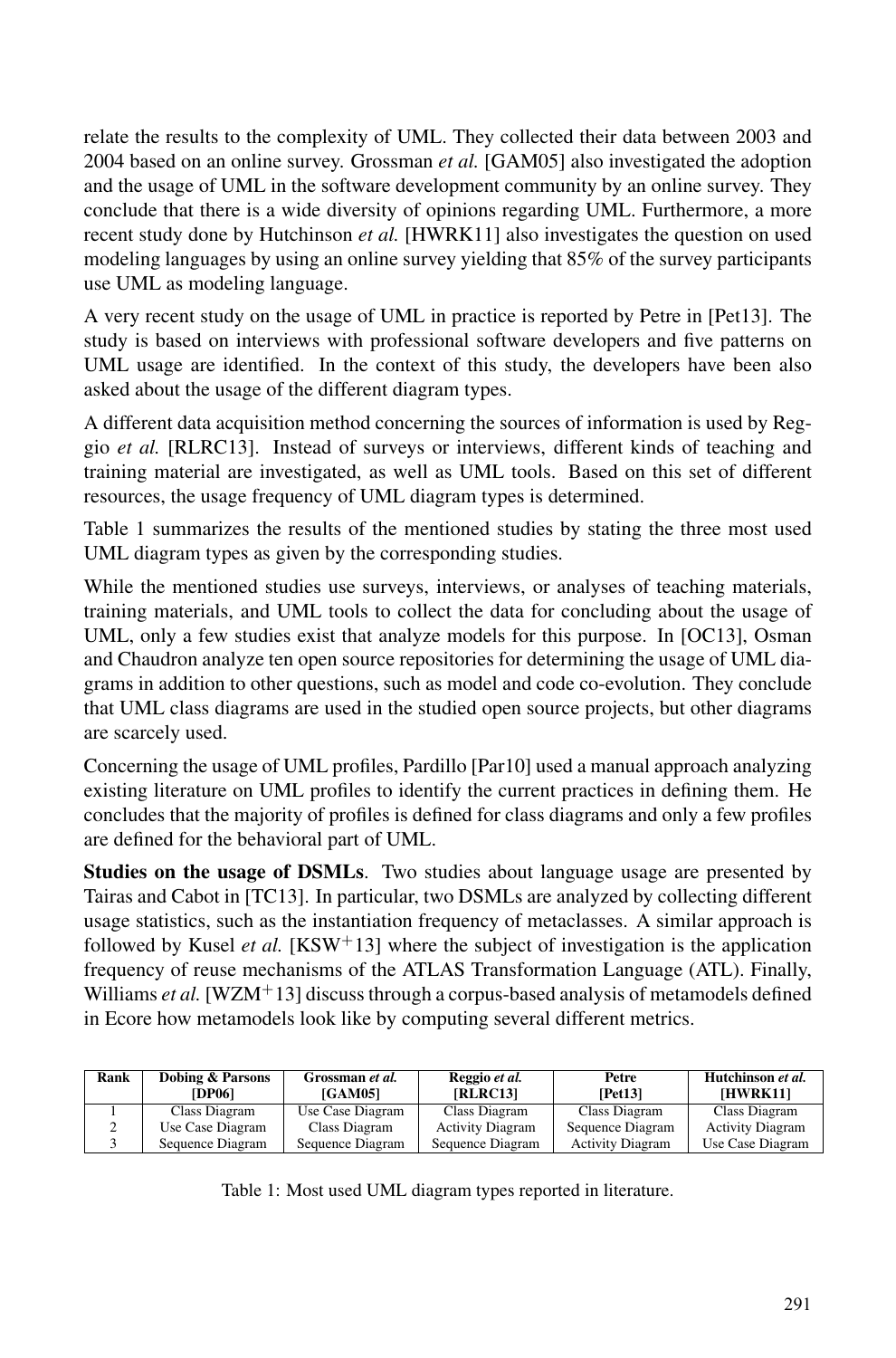relate the results to the complexity of UML. They collected their data between 2003 and 2004 based on an online survey. Grossman *et al.* [GAM05] also investigated the adoption and the usage of UML in the software development community by an online survey. They conclude that there is a wide diversity of opinions regarding UML. Furthermore, a more recent study done by Hutchinson *et al.* [HWRK11] also investigates the question on used modeling languages by using an online survey yielding that 85% of the survey participants use UML as modeling language.

A very recent study on the usage of UML in practice is reported by Petre in [Pet13]. The study is based on interviews with professional software developers and five patterns on UML usage are identified. In the context of this study, the developers have been also asked about the usage of the different diagram types.

A different data acquisition method concerning the sources of information is used by Reggio *et al.* [RLRC13]. Instead of surveys or interviews, different kinds of teaching and training material are investigated, as well as UML tools. Based on this set of different resources, the usage frequency of UML diagram types is determined.

Table 1 summarizes the results of the mentioned studies by stating the three most used UML diagram types as given by the corresponding studies.

While the mentioned studies use surveys, interviews, or analyses of teaching materials, training materials, and UML tools to collect the data for concluding about the usage of UML, only a few studies exist that analyze models for this purpose. In [OC13], Osman and Chaudron analyze ten open source repositories for determining the usage of UML diagrams in addition to other questions, such as model and code co-evolution. They conclude that UML class diagrams are used in the studied open source projects, but other diagrams are scarcely used.

Concerning the usage of UML profiles, Pardillo [Par10] used a manual approach analyzing existing literature on UML profiles to identify the current practices in defining them. He concludes that the majority of profiles is defined for class diagrams and only a few profiles are defined for the behavioral part of UML.

**Studies on the usage of DSMLs**. Two studies about language usage are presented by Tairas and Cabot in [TC13]. In particular, two DSMLs are analyzed by collecting different usage statistics, such as the instantiation frequency of metaclasses. A similar approach is followed by Kusel *et al.* [KSW$^+$13] where the subject of investigation is the application frequency of reuse mechanisms of the ATLAS Transformation Language (ATL). Finally, Williams *et al.* [WZM$^+$13] discuss through a corpus-based analysis of metamodels defined in Ecore how metamodels look like by computing several different metrics.

| Rank | Dobing & Parsons [DP06] | Grossman *et al.* [GAM05] | Reggio *et al.* [RLRC13] | Petre [Pet13] | Hutchinson *et al.* [HWRK11] |
|---|---|---|---|---|---|
| 1 | Class Diagram | Use Case Diagram | Class Diagram | Class Diagram | Class Diagram |
| 2 | Use Case Diagram | Class Diagram | Activity Diagram | Sequence Diagram | Activity Diagram |
| 3 | Sequence Diagram | Sequence Diagram | Sequence Diagram | Activity Diagram | Use Case Diagram |

Table 1: Most used UML diagram types reported in literature.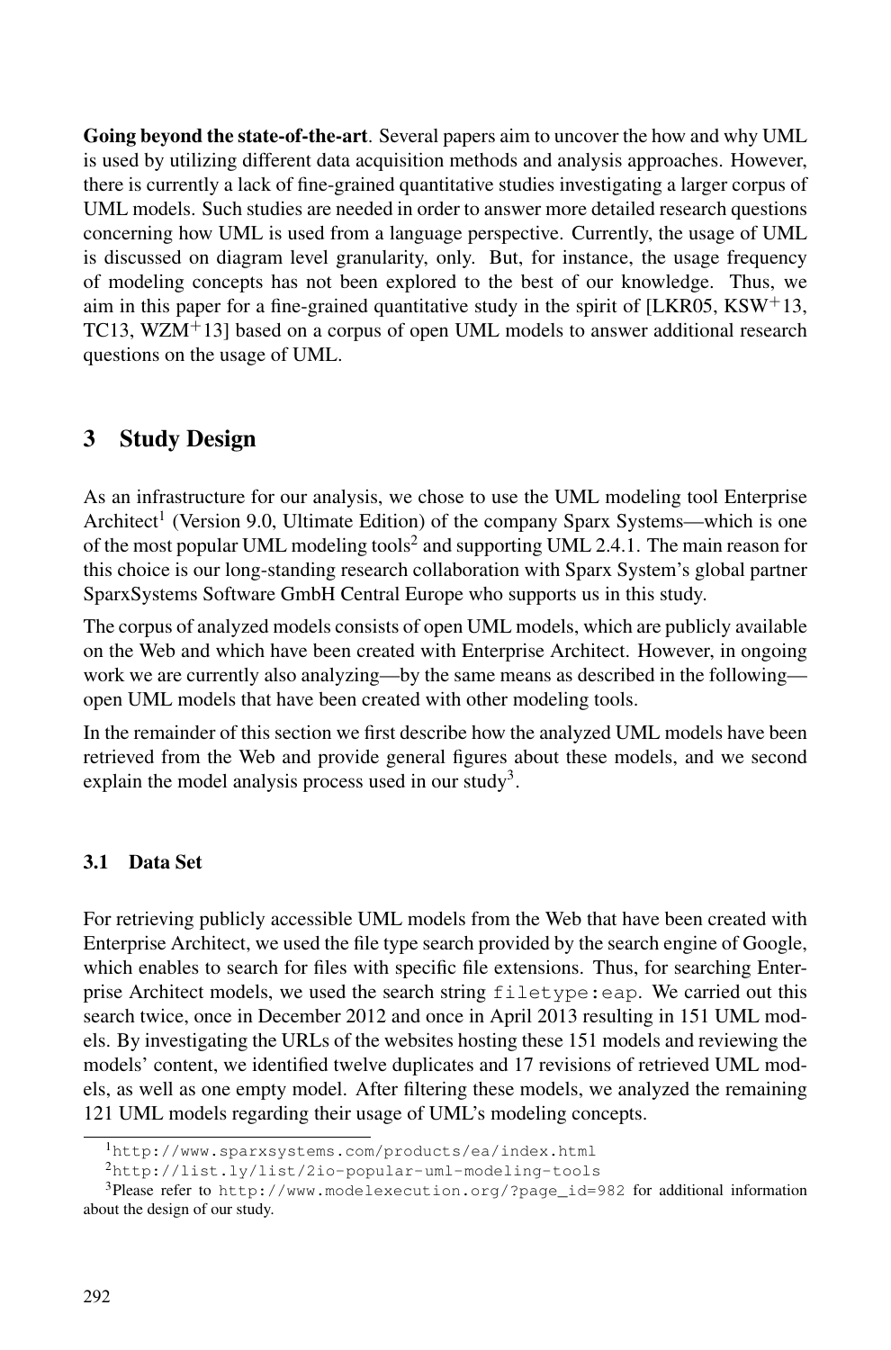**Going beyond the state-of-the-art**. Several papers aim to uncover the how and why UML is used by utilizing different data acquisition methods and analysis approaches. However, there is currently a lack of fine-grained quantitative studies investigating a larger corpus of UML models. Such studies are needed in order to answer more detailed research questions concerning how UML is used from a language perspective. Currently, the usage of UML is discussed on diagram level granularity, only. But, for instance, the usage frequency of modeling concepts has not been explored to the best of our knowledge. Thus, we aim in this paper for a fine-grained quantitative study in the spirit of [LKR05, KSW+13, TC13, WZM+13] based on a corpus of open UML models to answer additional research questions on the usage of UML.

## 3 Study Design

As an infrastructure for our analysis, we chose to use the UML modeling tool Enterprise Architect[1] (Version 9.0, Ultimate Edition) of the company Sparx Systems—which is one of the most popular UML modeling tools[2] and supporting UML 2.4.1. The main reason for this choice is our long-standing research collaboration with Sparx System's global partner SparxSystems Software GmbH Central Europe who supports us in this study.

The corpus of analyzed models consists of open UML models, which are publicly available on the Web and which have been created with Enterprise Architect. However, in ongoing work we are currently also analyzing—by the same means as described in the following—open UML models that have been created with other modeling tools.

In the remainder of this section we first describe how the analyzed UML models have been retrieved from the Web and provide general figures about these models, and we second explain the model analysis process used in our study[3].

### 3.1 Data Set

For retrieving publicly accessible UML models from the Web that have been created with Enterprise Architect, we used the file type search provided by the search engine of Google, which enables to search for files with specific file extensions. Thus, for searching Enterprise Architect models, we used the search string `filetype:eap`. We carried out this search twice, once in December 2012 and once in April 2013 resulting in 151 UML models. By investigating the URLs of the websites hosting these 151 models and reviewing the models' content, we identified twelve duplicates and 17 revisions of retrieved UML models, as well as one empty model. After filtering these models, we analyzed the remaining 121 UML models regarding their usage of UML's modeling concepts.

---

[1] `http://www.sparxsystems.com/products/ea/index.html`

[2] `http://list.ly/list/2io-popular-uml-modeling-tools`

[3] Please refer to `http://www.modelexecution.org/?page_id=982` for additional information about the design of our study.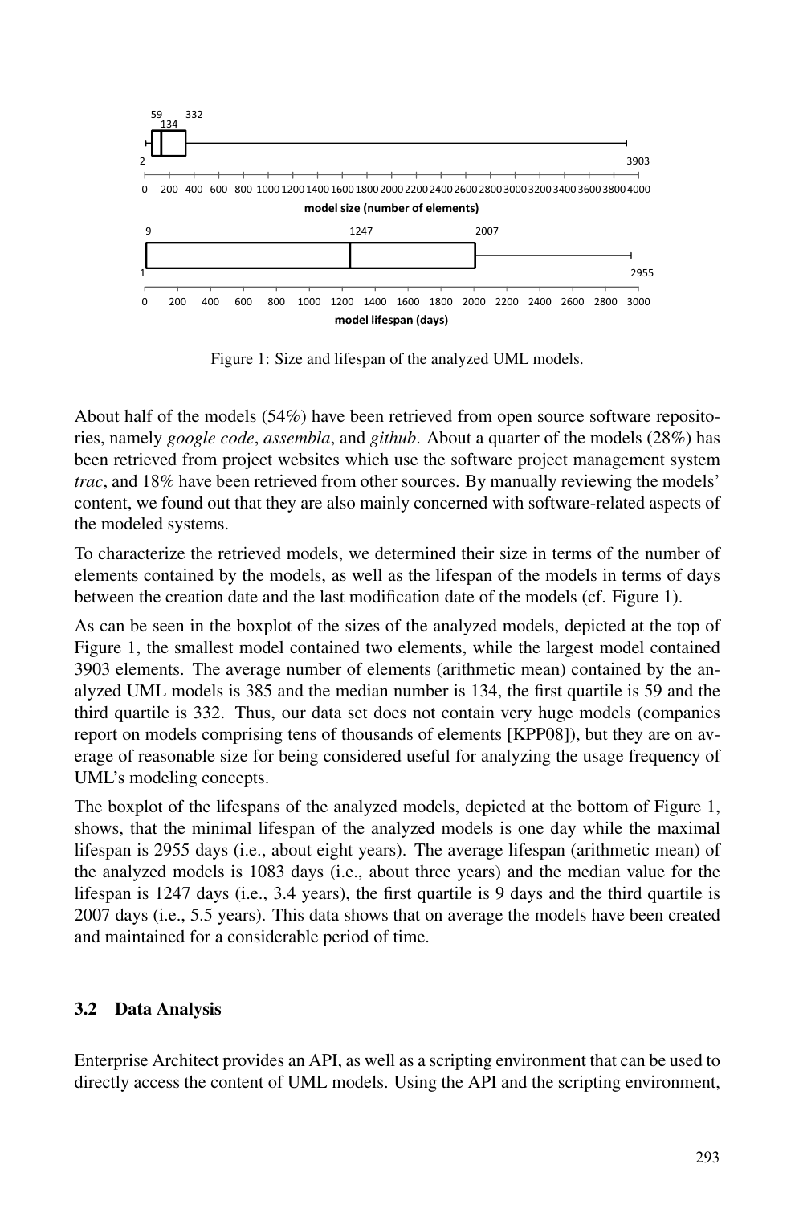Figure 1: Size and lifespan of the analyzed UML models.

About half of the models (54%) have been retrieved from open source software repositories, namely *google code*, *assembla*, and *github*. About a quarter of the models (28%) has been retrieved from project websites which use the software project management system *trac*, and 18% have been retrieved from other sources. By manually reviewing the models' content, we found out that they are also mainly concerned with software-related aspects of the modeled systems.

To characterize the retrieved models, we determined their size in terms of the number of elements contained by the models, as well as the lifespan of the models in terms of days between the creation date and the last modification date of the models (cf. Figure 1).

As can be seen in the boxplot of the sizes of the analyzed models, depicted at the top of Figure 1, the smallest model contained two elements, while the largest model contained 3903 elements. The average number of elements (arithmetic mean) contained by the analyzed UML models is 385 and the median number is 134, the first quartile is 59 and the third quartile is 332. Thus, our data set does not contain very huge models (companies report on models comprising tens of thousands of elements [KPP08]), but they are on average of reasonable size for being considered useful for analyzing the usage frequency of UML's modeling concepts.

The boxplot of the lifespans of the analyzed models, depicted at the bottom of Figure 1, shows, that the minimal lifespan of the analyzed models is one day while the maximal lifespan is 2955 days (i.e., about eight years). The average lifespan (arithmetic mean) of the analyzed models is 1083 days (i.e., about three years) and the median value for the lifespan is 1247 days (i.e., 3.4 years), the first quartile is 9 days and the third quartile is 2007 days (i.e., 5.5 years). This data shows that on average the models have been created and maintained for a considerable period of time.

### 3.2 Data Analysis

Enterprise Architect provides an API, as well as a scripting environment that can be used to directly access the content of UML models. Using the API and the scripting environment,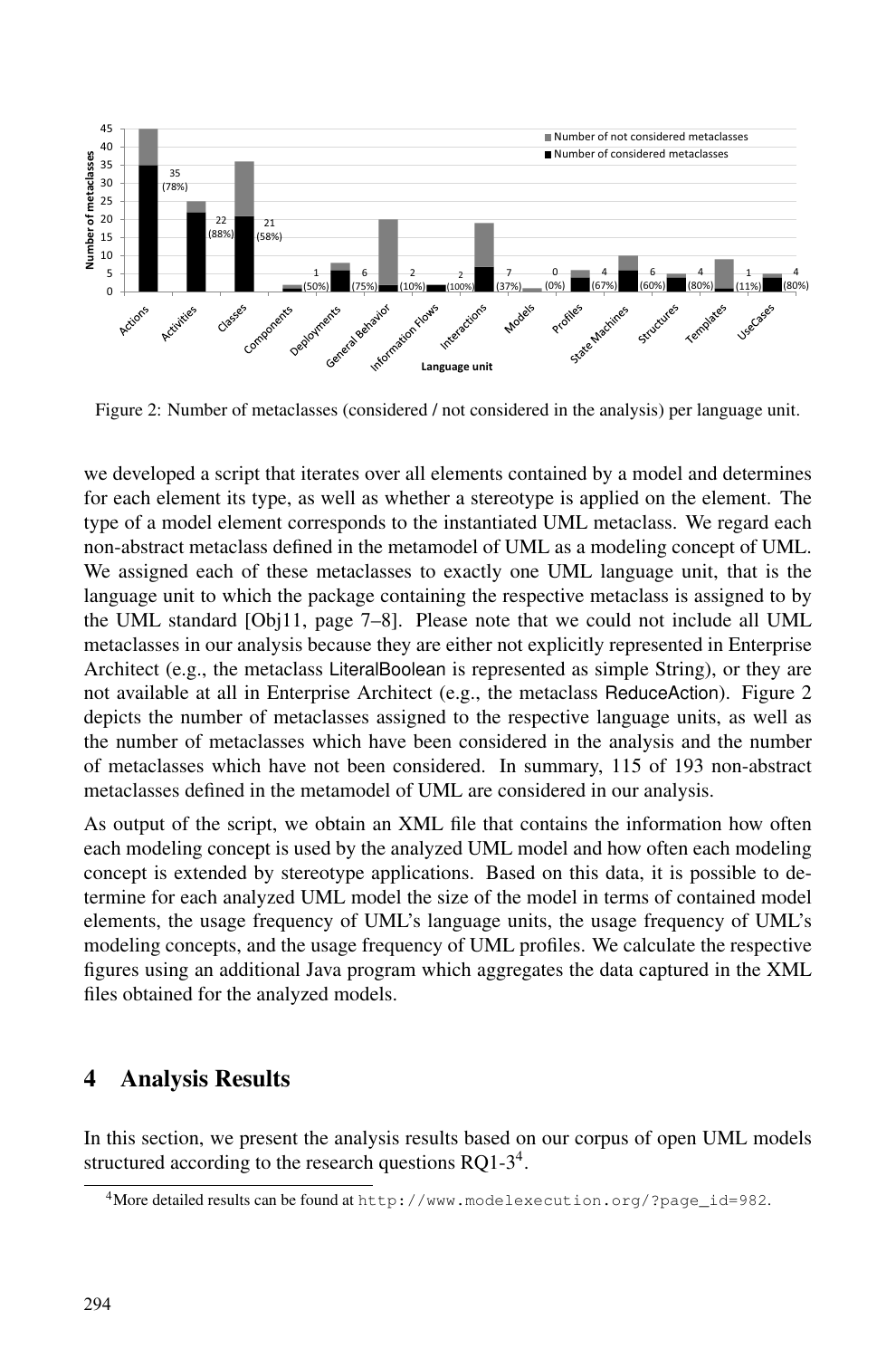Figure 2: Number of metaclasses (considered / not considered in the analysis) per language unit.

we developed a script that iterates over all elements contained by a model and determines for each element its type, as well as whether a stereotype is applied on the element. The type of a model element corresponds to the instantiated UML metaclass. We regard each non-abstract metaclass defined in the metamodel of UML as a modeling concept of UML. We assigned each of these metaclasses to exactly one UML language unit, that is the language unit to which the package containing the respective metaclass is assigned to by the UML standard [Obj11, page 7–8]. Please note that we could not include all UML metaclasses in our analysis because they are either not explicitly represented in Enterprise Architect (e.g., the metaclass LiteralBoolean is represented as simple String), or they are not available at all in Enterprise Architect (e.g., the metaclass ReduceAction). Figure 2 depicts the number of metaclasses assigned to the respective language units, as well as the number of metaclasses which have been considered in the analysis and the number of metaclasses which have not been considered. In summary, 115 of 193 non-abstract metaclasses defined in the metamodel of UML are considered in our analysis.

As output of the script, we obtain an XML file that contains the information how often each modeling concept is used by the analyzed UML model and how often each modeling concept is extended by stereotype applications. Based on this data, it is possible to determine for each analyzed UML model the size of the model in terms of contained model elements, the usage frequency of UML's language units, the usage frequency of UML's modeling concepts, and the usage frequency of UML profiles. We calculate the respective figures using an additional Java program which aggregates the data captured in the XML files obtained for the analyzed models.

# 4 Analysis Results

In this section, we present the analysis results based on our corpus of open UML models structured according to the research questions RQ1-3[4].

[4] More detailed results can be found at http://www.modelexecution.org/?page_id=982.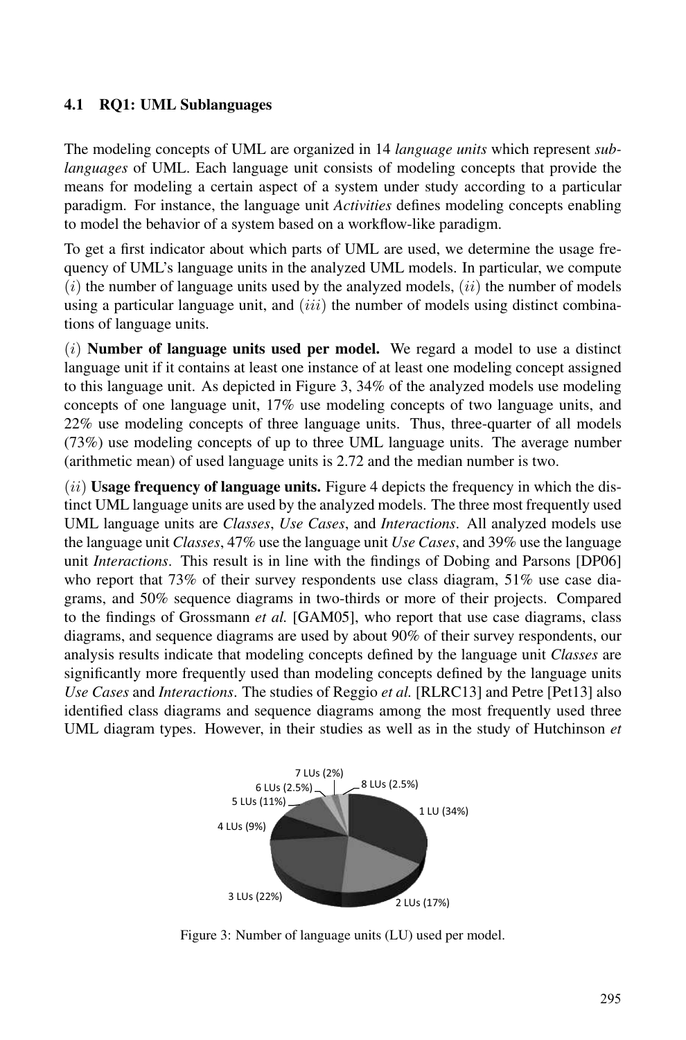### 4.1 RQ1: UML Sublanguages

The modeling concepts of UML are organized in 14 *language units* which represent *sublanguages* of UML. Each language unit consists of modeling concepts that provide the means for modeling a certain aspect of a system under study according to a particular paradigm. For instance, the language unit *Activities* defines modeling concepts enabling to model the behavior of a system based on a workflow-like paradigm.

To get a first indicator about which parts of UML are used, we determine the usage frequency of UML's language units in the analyzed UML models. In particular, we compute $(i)$ the number of language units used by the analyzed models, $(ii)$ the number of models using a particular language unit, and $(iii)$ the number of models using distinct combinations of language units.

$(i)$ **Number of language units used per model.** We regard a model to use a distinct language unit if it contains at least one instance of at least one modeling concept assigned to this language unit. As depicted in Figure 3, 34% of the analyzed models use modeling concepts of one language unit, 17% use modeling concepts of two language units, and 22% use modeling concepts of three language units. Thus, three-quarter of all models (73%) use modeling concepts of up to three UML language units. The average number (arithmetic mean) of used language units is 2.72 and the median number is two.

$(ii)$ **Usage frequency of language units.** Figure 4 depicts the frequency in which the distinct UML language units are used by the analyzed models. The three most frequently used UML language units are *Classes*, *Use Cases*, and *Interactions*. All analyzed models use the language unit *Classes*, 47% use the language unit *Use Cases*, and 39% use the language unit *Interactions*. This result is in line with the findings of Dobing and Parsons [DP06] who report that 73% of their survey respondents use class diagram, 51% use case diagrams, and 50% sequence diagrams in two-thirds or more of their projects. Compared to the findings of Grossmann *et al.* [GAM05], who report that use case diagrams, class diagrams, and sequence diagrams are used by about 90% of their survey respondents, our analysis results indicate that modeling concepts defined by the language unit *Classes* are significantly more frequently used than modeling concepts defined by the language units *Use Cases* and *Interactions*. The studies of Reggio *et al.* [RLRC13] and Petre [Pet13] also identified class diagrams and sequence diagrams among the most frequently used three UML diagram types. However, in their studies as well as in the study of Hutchinson *et*

Figure 3: Number of language units (LU) used per model.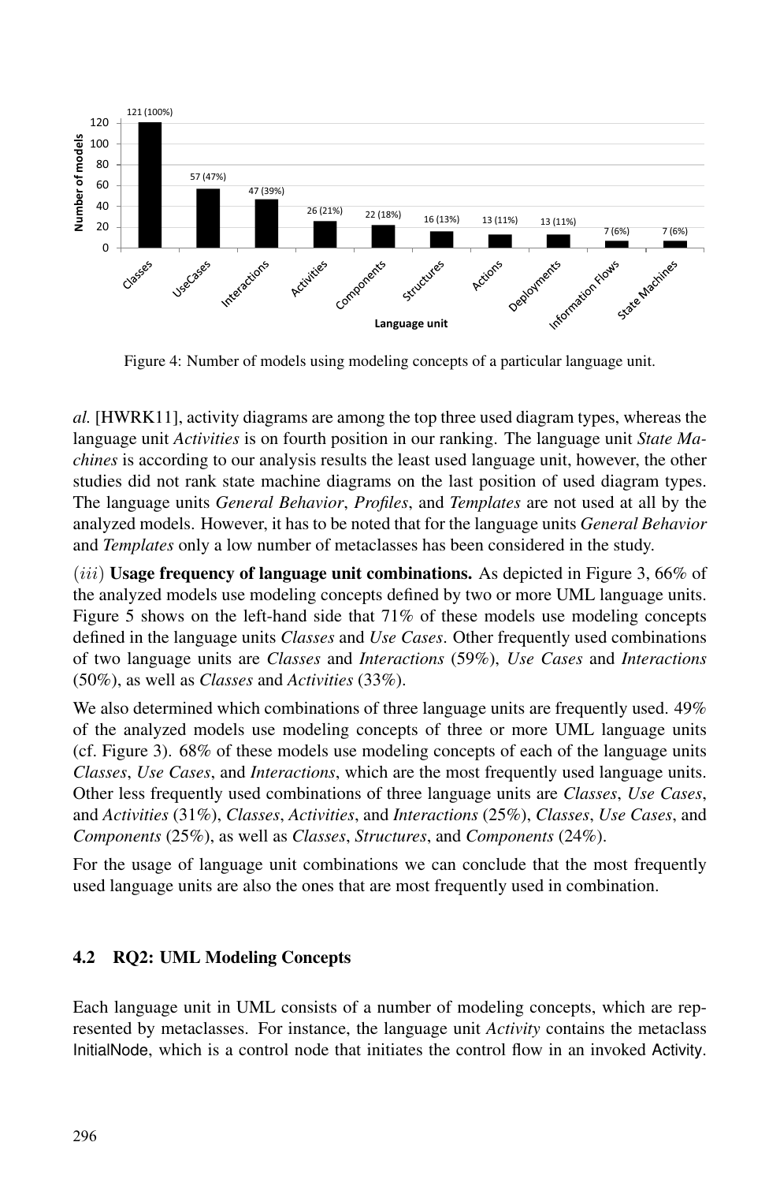Figure 4: Number of models using modeling concepts of a particular language unit.

*al.* [HWRK11], activity diagrams are among the top three used diagram types, whereas the language unit *Activities* is on fourth position in our ranking. The language unit *State Machines* is according to our analysis results the least used language unit, however, the other studies did not rank state machine diagrams on the last position of used diagram types. The language units *General Behavior*, *Profiles*, and *Templates* are not used at all by the analyzed models. However, it has to be noted that for the language units *General Behavior* and *Templates* only a low number of metaclasses has been considered in the study.

$(iii)$ **Usage frequency of language unit combinations.** As depicted in Figure 3, 66% of the analyzed models use modeling concepts defined by two or more UML language units. Figure 5 shows on the left-hand side that 71% of these models use modeling concepts defined in the language units *Classes* and *Use Cases*. Other frequently used combinations of two language units are *Classes* and *Interactions* (59%), *Use Cases* and *Interactions* (50%), as well as *Classes* and *Activities* (33%).

We also determined which combinations of three language units are frequently used. 49% of the analyzed models use modeling concepts of three or more UML language units (cf. Figure 3). 68% of these models use modeling concepts of each of the language units *Classes*, *Use Cases*, and *Interactions*, which are the most frequently used language units. Other less frequently used combinations of three language units are *Classes*, *Use Cases*, and *Activities* (31%), *Classes*, *Activities*, and *Interactions* (25%), *Classes*, *Use Cases*, and *Components* (25%), as well as *Classes*, *Structures*, and *Components* (24%).

For the usage of language unit combinations we can conclude that the most frequently used language units are also the ones that are most frequently used in combination.

### 4.2 RQ2: UML Modeling Concepts

Each language unit in UML consists of a number of modeling concepts, which are represented by metaclasses. For instance, the language unit *Activity* contains the metaclass InitialNode, which is a control node that initiates the control flow in an invoked Activity.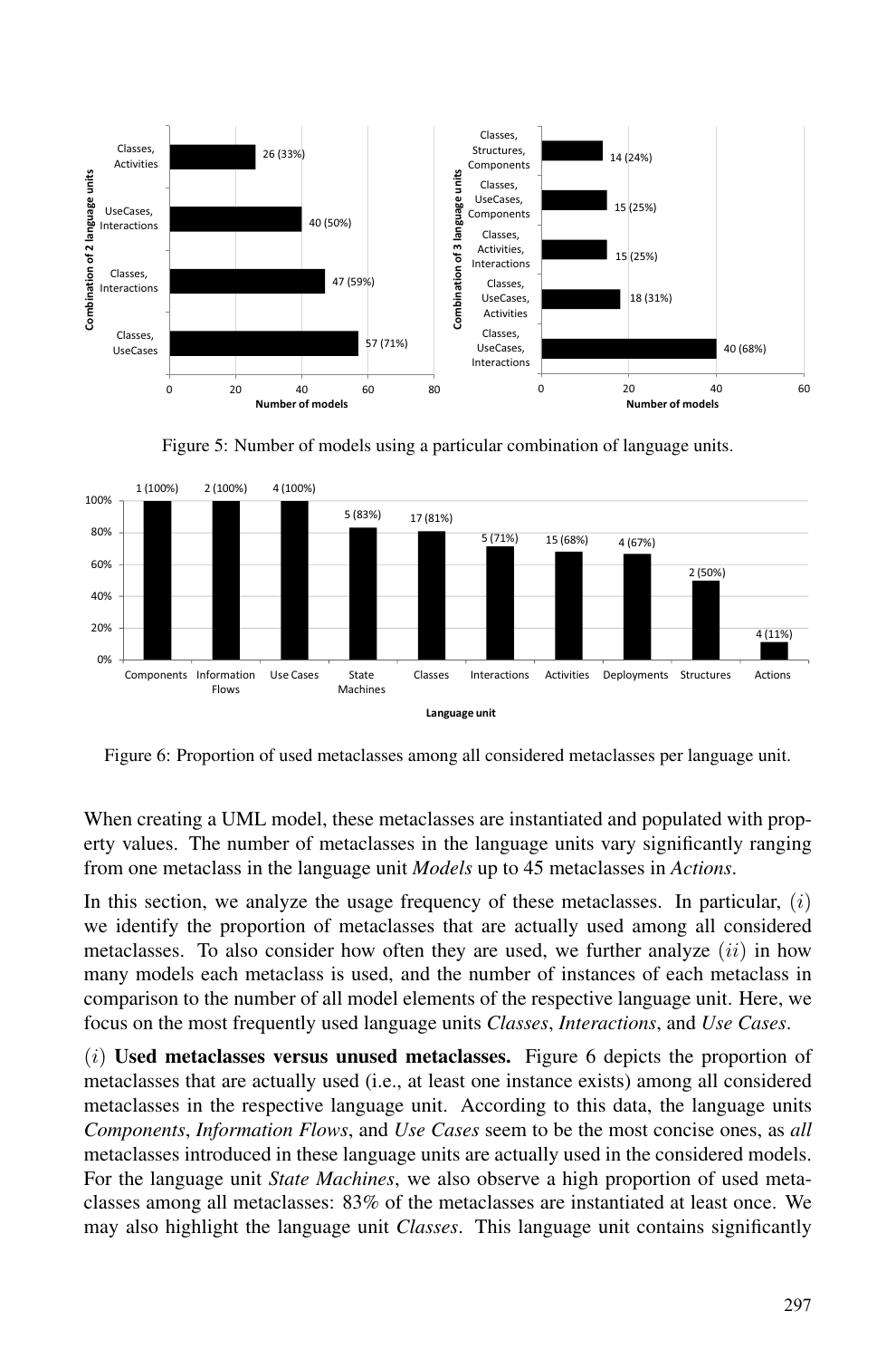Figure 5: Number of models using a particular combination of language units.

Figure 6: Proportion of used metaclasses among all considered metaclasses per language unit.

When creating a UML model, these metaclasses are instantiated and populated with property values. The number of metaclasses in the language units vary significantly ranging from one metaclass in the language unit *Models* up to 45 metaclasses in *Actions*.

In this section, we analyze the usage frequency of these metaclasses. In particular, $(i)$ we identify the proportion of metaclasses that are actually used among all considered metaclasses. To also consider how often they are used, we further analyze $(ii)$ in how many models each metaclass is used, and the number of instances of each metaclass in comparison to the number of all model elements of the respective language unit. Here, we focus on the most frequently used language units *Classes*, *Interactions*, and *Use Cases*.

$(i)$ **Used metaclasses versus unused metaclasses.** Figure 6 depicts the proportion of metaclasses that are actually used (i.e., at least one instance exists) among all considered metaclasses in the respective language unit. According to this data, the language units *Components*, *Information Flows*, and *Use Cases* seem to be the most concise ones, as *all* metaclasses introduced in these language units are actually used in the considered models. For the language unit *State Machines*, we also observe a high proportion of used metaclasses among all metaclasses: 83% of the metaclasses are instantiated at least once. We may also highlight the language unit *Classes*. This language unit contains significantly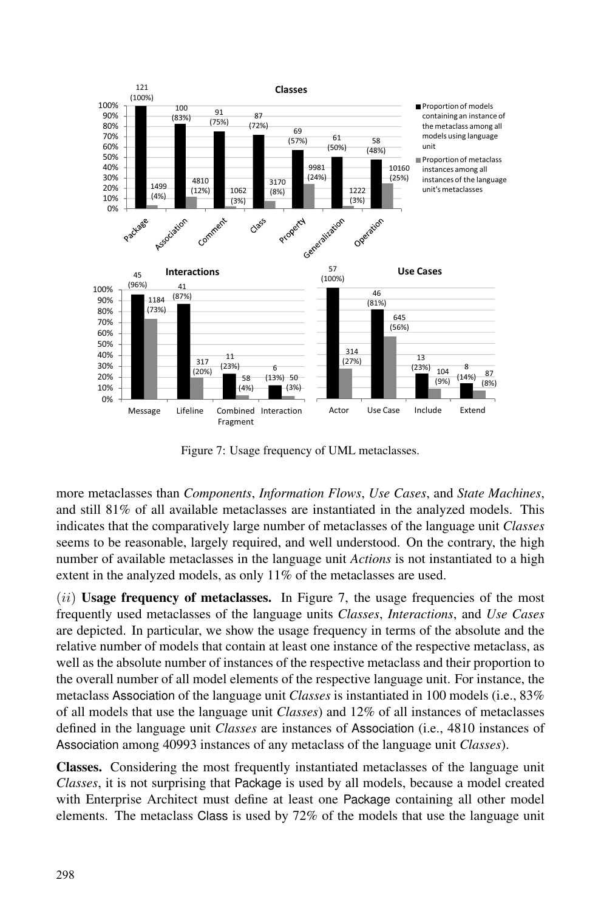Figure 7: Usage frequency of UML metaclasses.

more metaclasses than *Components*, *Information Flows*, *Use Cases*, and *State Machines*, and still 81% of all available metaclasses are instantiated in the analyzed models. This indicates that the comparatively large number of metaclasses of the language unit *Classes* seems to be reasonable, largely required, and well understood. On the contrary, the high number of available metaclasses in the language unit *Actions* is not instantiated to a high extent in the analyzed models, as only 11% of the metaclasses are used.

$(ii)$ **Usage frequency of metaclasses.** In Figure 7, the usage frequencies of the most frequently used metaclasses of the language units *Classes*, *Interactions*, and *Use Cases* are depicted. In particular, we show the usage frequency in terms of the absolute and the relative number of models that contain at least one instance of the respective metaclass, as well as the absolute number of instances of the respective metaclass and their proportion to the overall number of all model elements of the respective language unit. For instance, the metaclass Association of the language unit *Classes* is instantiated in 100 models (i.e., 83% of all models that use the language unit *Classes*) and 12% of all instances of metaclasses defined in the language unit *Classes* are instances of Association (i.e., 4810 instances of Association among 40993 instances of any metaclass of the language unit *Classes*).

**Classes.** Considering the most frequently instantiated metaclasses of the language unit *Classes*, it is not surprising that Package is used by all models, because a model created with Enterprise Architect must define at least one Package containing all other model elements. The metaclass Class is used by 72% of the models that use the language unit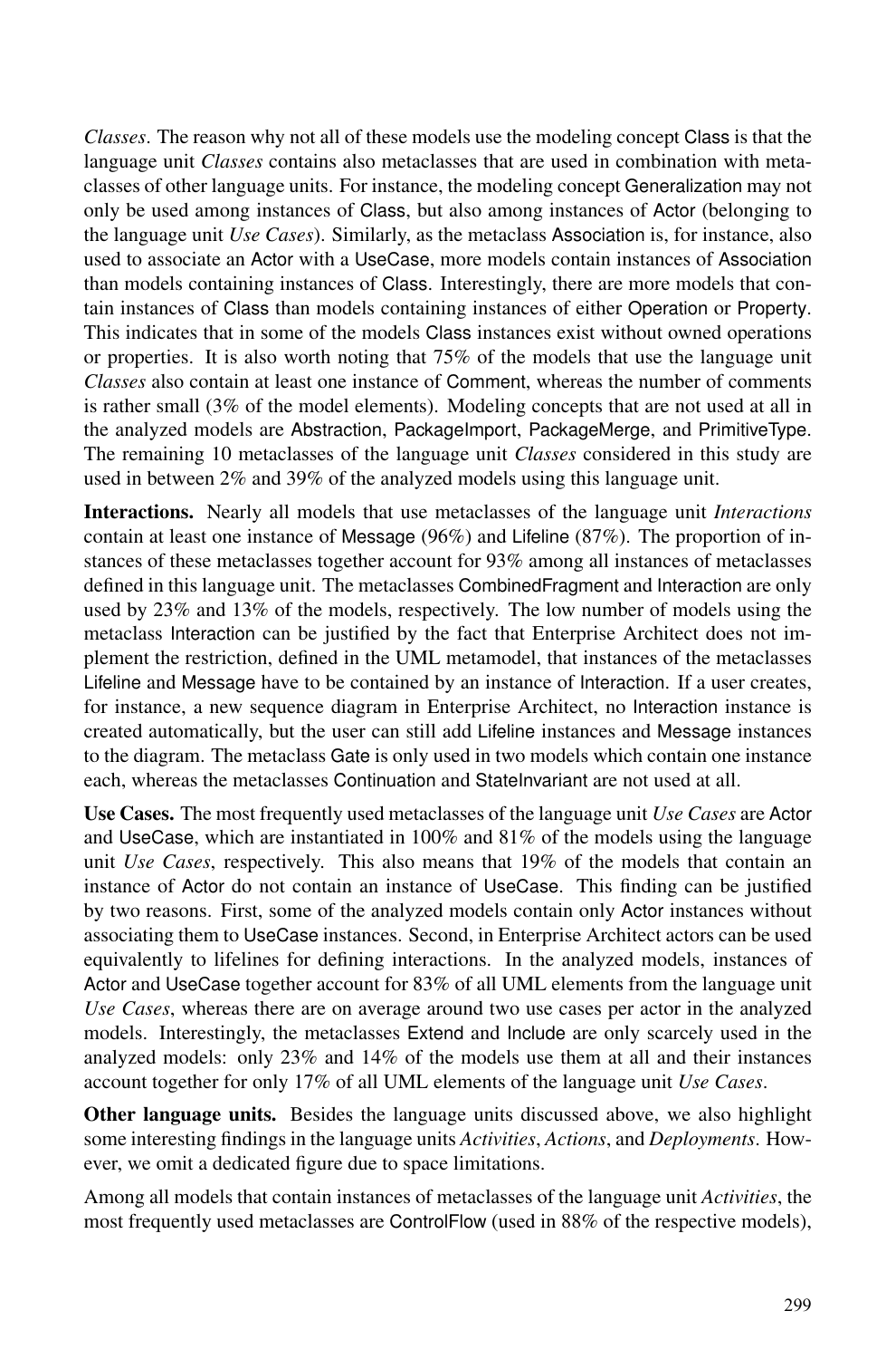*Classes*. The reason why not all of these models use the modeling concept Class is that the language unit *Classes* contains also metaclasses that are used in combination with metaclasses of other language units. For instance, the modeling concept Generalization may not only be used among instances of Class, but also among instances of Actor (belonging to the language unit *Use Cases*). Similarly, as the metaclass Association is, for instance, also used to associate an Actor with a UseCase, more models contain instances of Association than models containing instances of Class. Interestingly, there are more models that contain instances of Class than models containing instances of either Operation or Property. This indicates that in some of the models Class instances exist without owned operations or properties. It is also worth noting that 75% of the models that use the language unit *Classes* also contain at least one instance of Comment, whereas the number of comments is rather small (3% of the model elements). Modeling concepts that are not used at all in the analyzed models are Abstraction, PackageImport, PackageMerge, and PrimitiveType. The remaining 10 metaclasses of the language unit *Classes* considered in this study are used in between 2% and 39% of the analyzed models using this language unit.

**Interactions.** Nearly all models that use metaclasses of the language unit *Interactions* contain at least one instance of Message (96%) and Lifeline (87%). The proportion of instances of these metaclasses together account for 93% among all instances of metaclasses defined in this language unit. The metaclasses CombinedFragment and Interaction are only used by 23% and 13% of the models, respectively. The low number of models using the metaclass Interaction can be justified by the fact that Enterprise Architect does not implement the restriction, defined in the UML metamodel, that instances of the metaclasses Lifeline and Message have to be contained by an instance of Interaction. If a user creates, for instance, a new sequence diagram in Enterprise Architect, no Interaction instance is created automatically, but the user can still add Lifeline instances and Message instances to the diagram. The metaclass Gate is only used in two models which contain one instance each, whereas the metaclasses Continuation and StateInvariant are not used at all.

**Use Cases.** The most frequently used metaclasses of the language unit *Use Cases* are Actor and UseCase, which are instantiated in 100% and 81% of the models using the language unit *Use Cases*, respectively. This also means that 19% of the models that contain an instance of Actor do not contain an instance of UseCase. This finding can be justified by two reasons. First, some of the analyzed models contain only Actor instances without associating them to UseCase instances. Second, in Enterprise Architect actors can be used equivalently to lifelines for defining interactions. In the analyzed models, instances of Actor and UseCase together account for 83% of all UML elements from the language unit *Use Cases*, whereas there are on average around two use cases per actor in the analyzed models. Interestingly, the metaclasses Extend and Include are only scarcely used in the analyzed models: only 23% and 14% of the models use them at all and their instances account together for only 17% of all UML elements of the language unit *Use Cases*.

**Other language units.** Besides the language units discussed above, we also highlight some interesting findings in the language units *Activities*, *Actions*, and *Deployments*. However, we omit a dedicated figure due to space limitations.

Among all models that contain instances of metaclasses of the language unit *Activities*, the most frequently used metaclasses are ControlFlow (used in 88% of the respective models),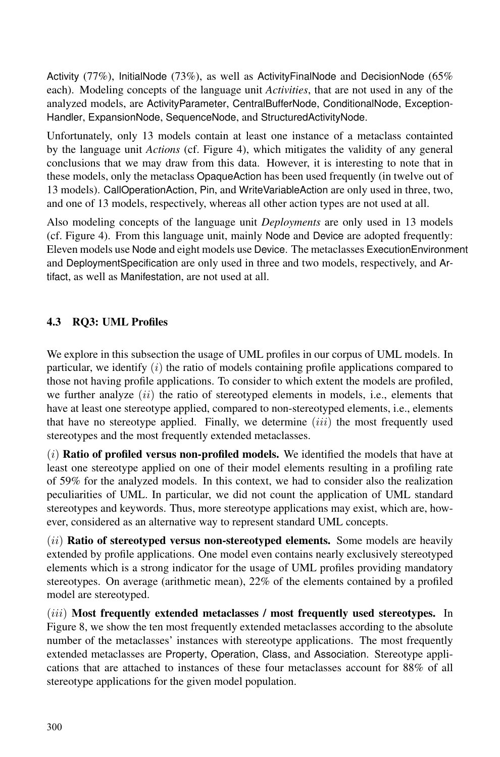Activity (77%), InitialNode (73%), as well as ActivityFinalNode and DecisionNode (65% each). Modeling concepts of the language unit *Activities*, that are not used in any of the analyzed models, are ActivityParameter, CentralBufferNode, ConditionalNode, Exception-Handler, ExpansionNode, SequenceNode, and StructuredActivityNode.

Unfortunately, only 13 models contain at least one instance of a metaclass containted by the language unit *Actions* (cf. Figure 4), which mitigates the validity of any general conclusions that we may draw from this data. However, it is interesting to note that in these models, only the metaclass OpaqueAction has been used frequently (in twelve out of 13 models). CallOperationAction, Pin, and WriteVariableAction are only used in three, two, and one of 13 models, respectively, whereas all other action types are not used at all.

Also modeling concepts of the language unit *Deployments* are only used in 13 models (cf. Figure 4). From this language unit, mainly Node and Device are adopted frequently: Eleven models use Node and eight models use Device. The metaclasses ExecutionEnvironment and DeploymentSpecification are only used in three and two models, respectively, and Artifact, as well as Manifestation, are not used at all.

### 4.3 RQ3: UML Profiles

We explore in this subsection the usage of UML profiles in our corpus of UML models. In particular, we identify $(i)$ the ratio of models containing profile applications compared to those not having profile applications. To consider to which extent the models are profiled, we further analyze $(ii)$ the ratio of stereotyped elements in models, i.e., elements that have at least one stereotype applied, compared to non-stereotyped elements, i.e., elements that have no stereotype applied. Finally, we determine $(iii)$ the most frequently used stereotypes and the most frequently extended metaclasses.

$(i)$ **Ratio of profiled versus non-profiled models.** We identified the models that have at least one stereotype applied on one of their model elements resulting in a profiling rate of 59% for the analyzed models. In this context, we had to consider also the realization peculiarities of UML. In particular, we did not count the application of UML standard stereotypes and keywords. Thus, more stereotype applications may exist, which are, however, considered as an alternative way to represent standard UML concepts.

$(ii)$ **Ratio of stereotyped versus non-stereotyped elements.** Some models are heavily extended by profile applications. One model even contains nearly exclusively stereotyped elements which is a strong indicator for the usage of UML profiles providing mandatory stereotypes. On average (arithmetic mean), 22% of the elements contained by a profiled model are stereotyped.

$(iii)$ **Most frequently extended metaclasses / most frequently used stereotypes.** In Figure 8, we show the ten most frequently extended metaclasses according to the absolute number of the metaclasses' instances with stereotype applications. The most frequently extended metaclasses are Property, Operation, Class, and Association. Stereotype applications that are attached to instances of these four metaclasses account for 88% of all stereotype applications for the given model population.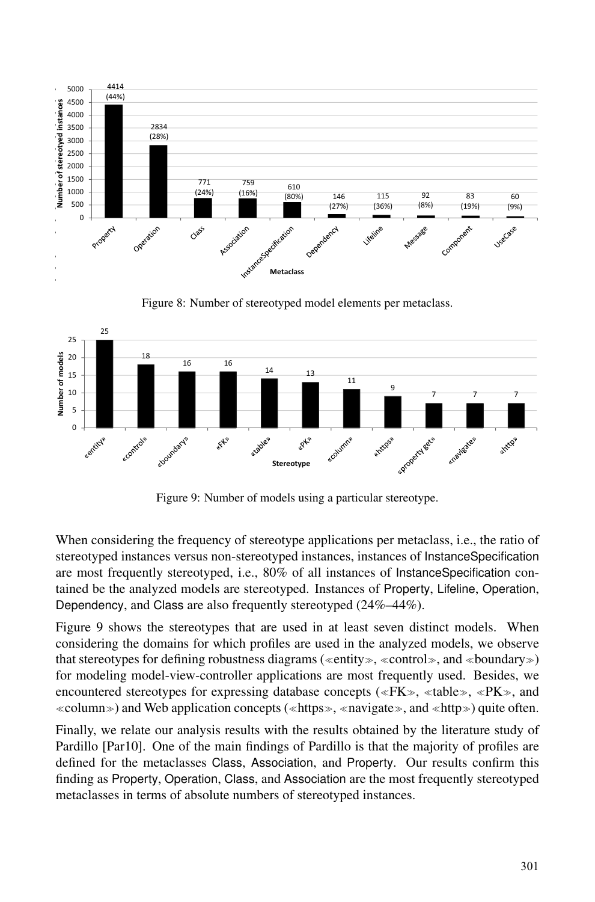Figure 8: Number of stereotyped model elements per metaclass.

Figure 9: Number of models using a particular stereotype.

When considering the frequency of stereotype applications per metaclass, i.e., the ratio of stereotyped instances versus non-stereotyped instances, instances of InstanceSpecification are most frequently stereotyped, i.e., 80% of all instances of InstanceSpecification contained be the analyzed models are stereotyped. Instances of Property, Lifeline, Operation, Dependency, and Class are also frequently stereotyped (24%–44%).

Figure 9 shows the stereotypes that are used in at least seven distinct models. When considering the domains for which profiles are used in the analyzed models, we observe that stereotypes for defining robustness diagrams (≪entity≫, ≪control≫, and ≪boundary≫) for modeling model-view-controller applications are most frequently used. Besides, we encountered stereotypes for expressing database concepts (≪FK≫, ≪table≫, ≪PK≫, and ≪column≫) and Web application concepts (≪https≫, ≪navigate≫, and ≪http≫) quite often.

Finally, we relate our analysis results with the results obtained by the literature study of Pardillo [Par10]. One of the main findings of Pardillo is that the majority of profiles are defined for the metaclasses Class, Association, and Property. Our results confirm this finding as Property, Operation, Class, and Association are the most frequently stereotyped metaclasses in terms of absolute numbers of stereotyped instances.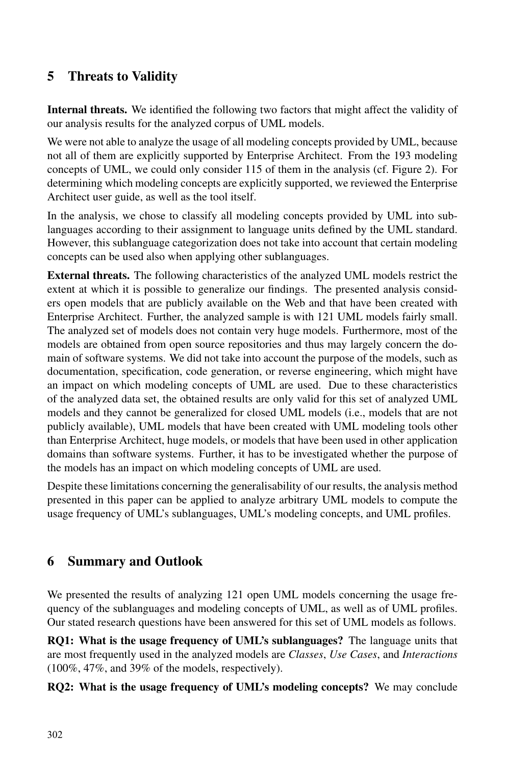## 5 Threats to Validity

**Internal threats.** We identified the following two factors that might affect the validity of our analysis results for the analyzed corpus of UML models.

We were not able to analyze the usage of all modeling concepts provided by UML, because not all of them are explicitly supported by Enterprise Architect. From the 193 modeling concepts of UML, we could only consider 115 of them in the analysis (cf. Figure 2). For determining which modeling concepts are explicitly supported, we reviewed the Enterprise Architect user guide, as well as the tool itself.

In the analysis, we chose to classify all modeling concepts provided by UML into sublanguages according to their assignment to language units defined by the UML standard. However, this sublanguage categorization does not take into account that certain modeling concepts can be used also when applying other sublanguages.

**External threats.** The following characteristics of the analyzed UML models restrict the extent at which it is possible to generalize our findings. The presented analysis considers open models that are publicly available on the Web and that have been created with Enterprise Architect. Further, the analyzed sample is with 121 UML models fairly small. The analyzed set of models does not contain very huge models. Furthermore, most of the models are obtained from open source repositories and thus may largely concern the domain of software systems. We did not take into account the purpose of the models, such as documentation, specification, code generation, or reverse engineering, which might have an impact on which modeling concepts of UML are used. Due to these characteristics of the analyzed data set, the obtained results are only valid for this set of analyzed UML models and they cannot be generalized for closed UML models (i.e., models that are not publicly available), UML models that have been created with UML modeling tools other than Enterprise Architect, huge models, or models that have been used in other application domains than software systems. Further, it has to be investigated whether the purpose of the models has an impact on which modeling concepts of UML are used.

Despite these limitations concerning the generalisability of our results, the analysis method presented in this paper can be applied to analyze arbitrary UML models to compute the usage frequency of UML's sublanguages, UML's modeling concepts, and UML profiles.

## 6 Summary and Outlook

We presented the results of analyzing 121 open UML models concerning the usage frequency of the sublanguages and modeling concepts of UML, as well as of UML profiles. Our stated research questions have been answered for this set of UML models as follows.

**RQ1: What is the usage frequency of UML's sublanguages?** The language units that are most frequently used in the analyzed models are *Classes*, *Use Cases*, and *Interactions* (100%, 47%, and 39% of the models, respectively).

**RQ2: What is the usage frequency of UML's modeling concepts?** We may conclude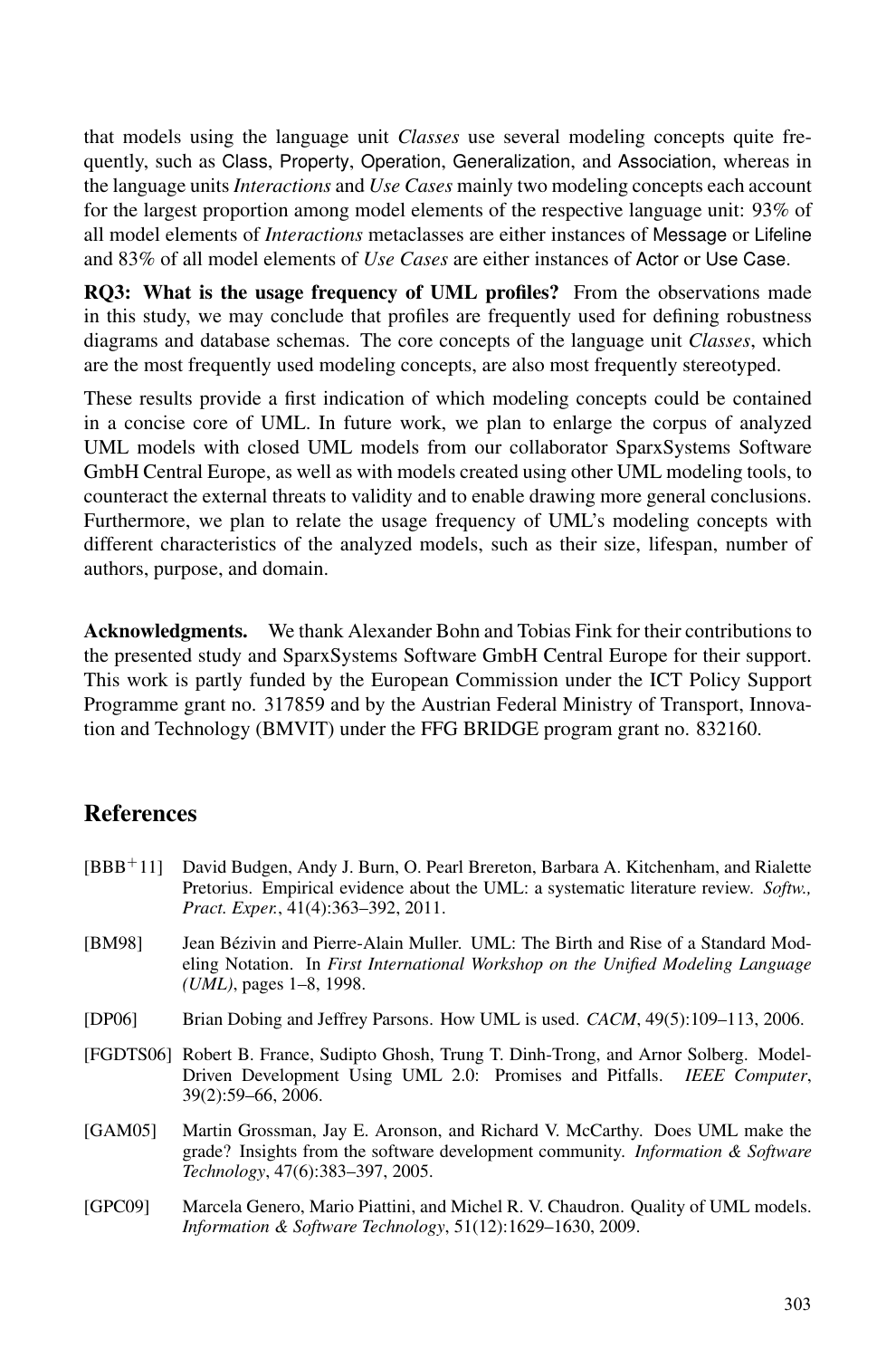that models using the language unit *Classes* use several modeling concepts quite frequently, such as Class, Property, Operation, Generalization, and Association, whereas in the language units *Interactions* and *Use Cases* mainly two modeling concepts each account for the largest proportion among model elements of the respective language unit: 93% of all model elements of *Interactions* metaclasses are either instances of Message or Lifeline and 83% of all model elements of *Use Cases* are either instances of Actor or Use Case.

**RQ3: What is the usage frequency of UML profiles?** From the observations made in this study, we may conclude that profiles are frequently used for defining robustness diagrams and database schemas. The core concepts of the language unit *Classes*, which are the most frequently used modeling concepts, are also most frequently stereotyped.

These results provide a first indication of which modeling concepts could be contained in a concise core of UML. In future work, we plan to enlarge the corpus of analyzed UML models with closed UML models from our collaborator SparxSystems Software GmbH Central Europe, as well as with models created using other UML modeling tools, to counteract the external threats to validity and to enable drawing more general conclusions. Furthermore, we plan to relate the usage frequency of UML's modeling concepts with different characteristics of the analyzed models, such as their size, lifespan, number of authors, purpose, and domain.

**Acknowledgments.** We thank Alexander Bohn and Tobias Fink for their contributions to the presented study and SparxSystems Software GmbH Central Europe for their support. This work is partly funded by the European Commission under the ICT Policy Support Programme grant no. 317859 and by the Austrian Federal Ministry of Transport, Innovation and Technology (BMVIT) under the FFG BRIDGE program grant no. 832160.

## References

- [BBB+11] David Budgen, Andy J. Burn, O. Pearl Brereton, Barbara A. Kitchenham, and Rialette Pretorius. Empirical evidence about the UML: a systematic literature review. *Softw., Pract. Exper.*, 41(4):363–392, 2011.
- [BM98] Jean Bézivin and Pierre-Alain Muller. UML: The Birth and Rise of a Standard Modeling Notation. In *First International Workshop on the Unified Modeling Language (UML)*, pages 1–8, 1998.
- [DP06] Brian Dobing and Jeffrey Parsons. How UML is used. *CACM*, 49(5):109–113, 2006.
- [FGDTS06] Robert B. France, Sudipto Ghosh, Trung T. Dinh-Trong, and Arnor Solberg. Model-Driven Development Using UML 2.0: Promises and Pitfalls. *IEEE Computer*, 39(2):59–66, 2006.
- [GAM05] Martin Grossman, Jay E. Aronson, and Richard V. McCarthy. Does UML make the grade? Insights from the software development community. *Information & Software Technology*, 47(6):383–397, 2005.
- [GPC09] Marcela Genero, Mario Piattini, and Michel R. V. Chaudron. Quality of UML models. *Information & Software Technology*, 51(12):1629–1630, 2009.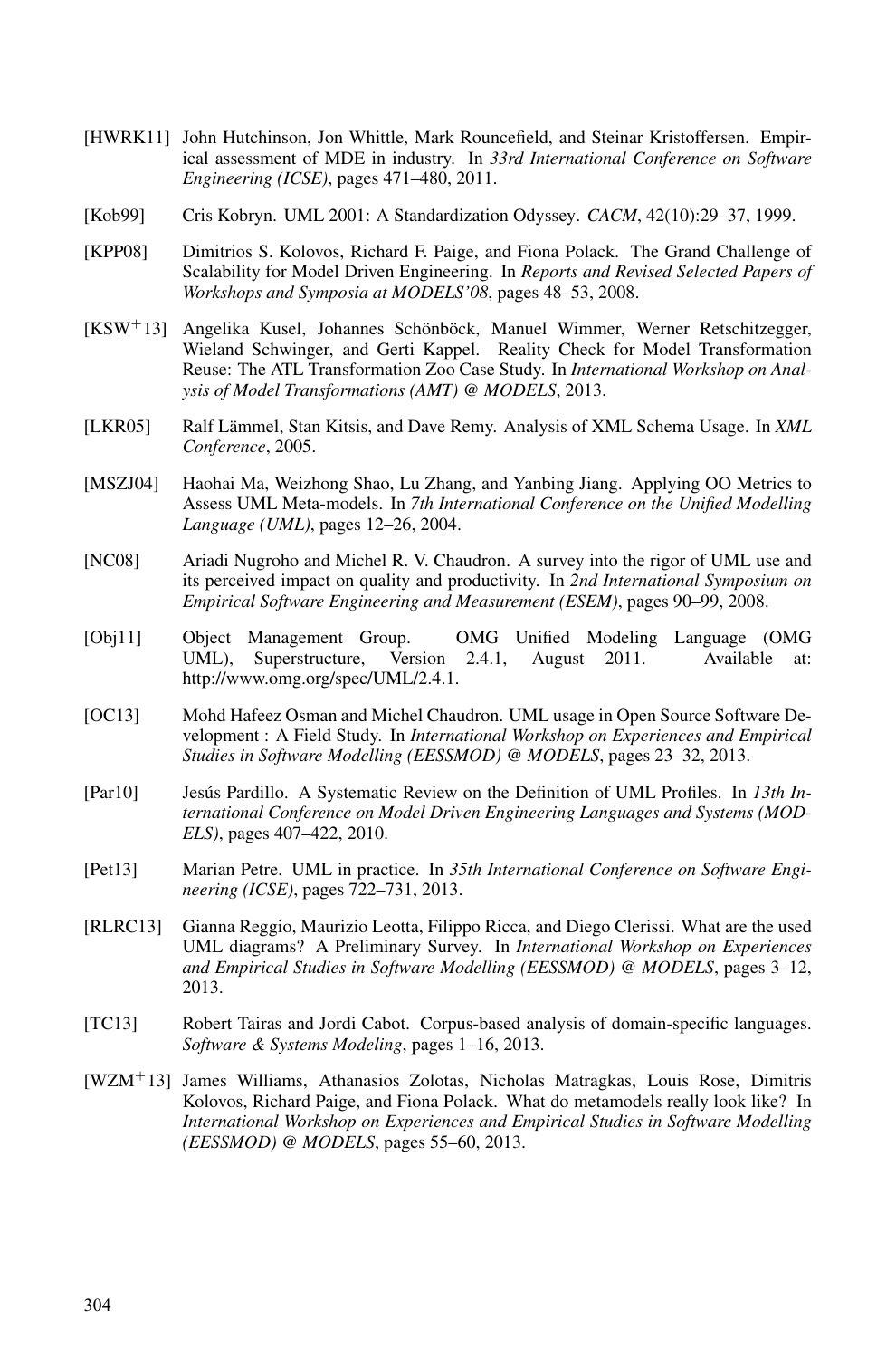[HWRK11] John Hutchinson, Jon Whittle, Mark Rouncefield, and Steinar Kristoffersen. Empirical assessment of MDE in industry. In *33rd International Conference on Software Engineering (ICSE)*, pages 471–480, 2011.

[Kob99] Cris Kobryn. UML 2001: A Standardization Odyssey. *CACM*, 42(10):29–37, 1999.

[KPP08] Dimitrios S. Kolovos, Richard F. Paige, and Fiona Polack. The Grand Challenge of Scalability for Model Driven Engineering. In *Reports and Revised Selected Papers of Workshops and Symposia at MODELS'08*, pages 48–53, 2008.

[KSW+13] Angelika Kusel, Johannes Schönböck, Manuel Wimmer, Werner Retschitzegger, Wieland Schwinger, and Gerti Kappel. Reality Check for Model Transformation Reuse: The ATL Transformation Zoo Case Study. In *International Workshop on Analysis of Model Transformations (AMT) @ MODELS*, 2013.

[LKR05] Ralf Lämmel, Stan Kitsis, and Dave Remy. Analysis of XML Schema Usage. In *XML Conference*, 2005.

[MSZJ04] Haohai Ma, Weizhong Shao, Lu Zhang, and Yanbing Jiang. Applying OO Metrics to Assess UML Meta-models. In *7th International Conference on the Unified Modelling Language (UML)*, pages 12–26, 2004.

[NC08] Ariadi Nugroho and Michel R. V. Chaudron. A survey into the rigor of UML use and its perceived impact on quality and productivity. In *2nd International Symposium on Empirical Software Engineering and Measurement (ESEM)*, pages 90–99, 2008.

[Obj11] Object Management Group. OMG Unified Modeling Language (OMG UML), Superstructure, Version 2.4.1, August 2011. Available at: http://www.omg.org/spec/UML/2.4.1.

[OC13] Mohd Hafeez Osman and Michel Chaudron. UML usage in Open Source Software Development : A Field Study. In *International Workshop on Experiences and Empirical Studies in Software Modelling (EESSMOD) @ MODELS*, pages 23–32, 2013.

[Par10] Jesús Pardillo. A Systematic Review on the Definition of UML Profiles. In *13th International Conference on Model Driven Engineering Languages and Systems (MODELS)*, pages 407–422, 2010.

[Pet13] Marian Petre. UML in practice. In *35th International Conference on Software Engineering (ICSE)*, pages 722–731, 2013.

[RLRC13] Gianna Reggio, Maurizio Leotta, Filippo Ricca, and Diego Clerissi. What are the used UML diagrams? A Preliminary Survey. In *International Workshop on Experiences and Empirical Studies in Software Modelling (EESSMOD) @ MODELS*, pages 3–12, 2013.

[TC13] Robert Tairas and Jordi Cabot. Corpus-based analysis of domain-specific languages. *Software & Systems Modeling*, pages 1–16, 2013.

[WZM+13] James Williams, Athanasios Zolotas, Nicholas Matragkas, Louis Rose, Dimitris Kolovos, Richard Paige, and Fiona Polack. What do metamodels really look like? In *International Workshop on Experiences and Empirical Studies in Software Modelling (EESSMOD) @ MODELS*, pages 55–60, 2013.